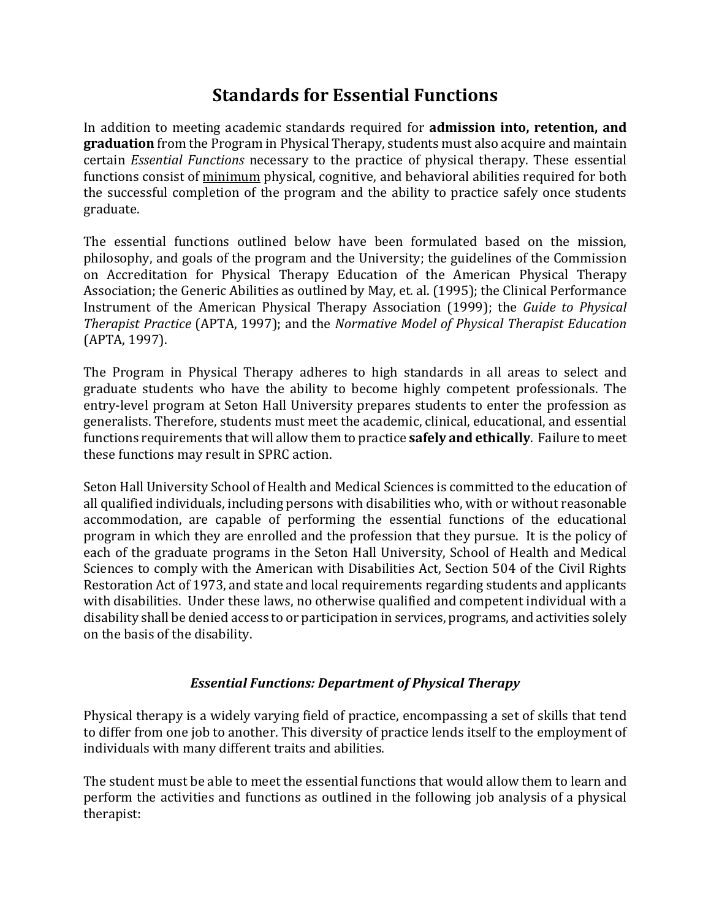# Standards for Essential Functions

In addition to meeting academic standards required for **admission into, retention, and graduation** from the Program in Physical Therapy, students must also acquire and maintain certain *Essential Functions* necessary to the practice of physical therapy. These essential functions consist of <u>minimum</u> physical, cognitive, and behavioral abilities required for both the successful completion of the program and the ability to practice safely once students graduate.

The essential functions outlined below have been formulated based on the mission, philosophy, and goals of the program and the University; the guidelines of the Commission on Accreditation for Physical Therapy Education of the American Physical Therapy Association; the Generic Abilities as outlined by May, et. al. (1995); the Clinical Performance Instrument of the American Physical Therapy Association (1999); the *Guide to Physical Therapist Practice* (APTA, 1997); and the *Normative Model of Physical Therapist Education* (APTA, 1997).

The Program in Physical Therapy adheres to high standards in all areas to select and graduate students who have the ability to become highly competent professionals. The entry-level program at Seton Hall University prepares students to enter the profession as generalists. Therefore, students must meet the academic, clinical, educational, and essential functions requirements that will allow them to practice **safely and ethically**. Failure to meet these functions may result in SPRC action.

Seton Hall University School of Health and Medical Sciences is committed to the education of all qualified individuals, including persons with disabilities who, with or without reasonable accommodation, are capable of performing the essential functions of the educational program in which they are enrolled and the profession that they pursue. It is the policy of each of the graduate programs in the Seton Hall University, School of Health and Medical Sciences to comply with the American with Disabilities Act, Section 504 of the Civil Rights Restoration Act of 1973, and state and local requirements regarding students and applicants with disabilities. Under these laws, no otherwise qualified and competent individual with a disability shall be denied access to or participation in services, programs, and activities solely on the basis of the disability.

### *Essential Functions: Department of Physical Therapy*

Physical therapy is a widely varying field of practice, encompassing a set of skills that tend to differ from one job to another. This diversity of practice lends itself to the employment of individuals with many different traits and abilities.

The student must be able to meet the essential functions that would allow them to learn and perform the activities and functions as outlined in the following job analysis of a physical therapist: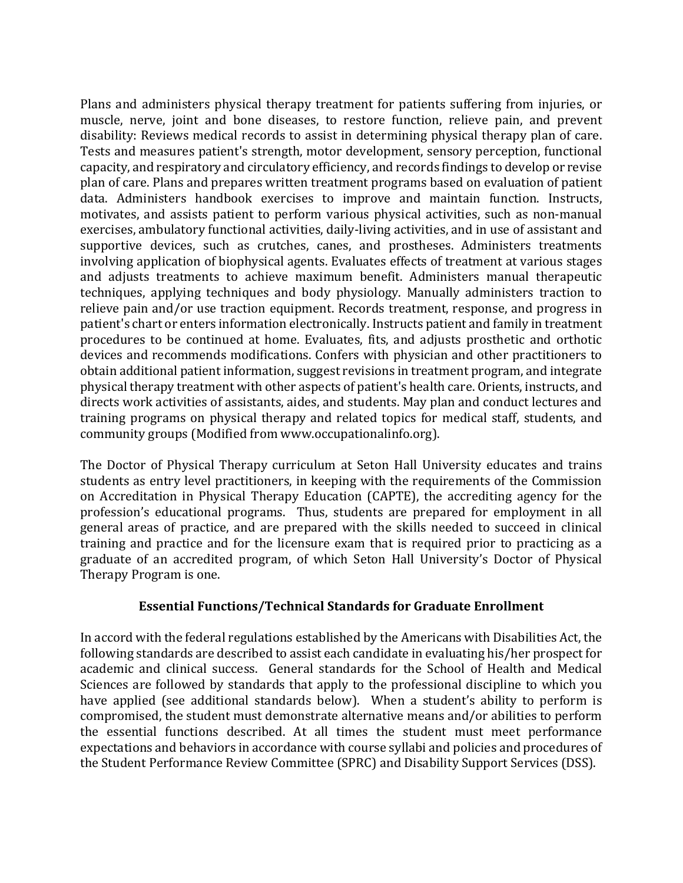Plans and administers physical therapy treatment for patients suffering from injuries, or muscle, nerve, joint and bone diseases, to restore function, relieve pain, and prevent disability: Reviews medical records to assist in determining physical therapy plan of care. Tests and measures patient's strength, motor development, sensory perception, functional capacity, and respiratory and circulatory efficiency, and records findings to develop or revise plan of care. Plans and prepares written treatment programs based on evaluation of patient data. Administers handbook exercises to improve and maintain function. Instructs, motivates, and assists patient to perform various physical activities, such as non-manual exercises, ambulatory functional activities, daily-living activities, and in use of assistant and supportive devices, such as crutches, canes, and prostheses. Administers treatments involving application of biophysical agents. Evaluates effects of treatment at various stages and adjusts treatments to achieve maximum benefit. Administers manual therapeutic techniques, applying techniques and body physiology. Manually administers traction to relieve pain and/or use traction equipment. Records treatment, response, and progress in patient's chart or enters information electronically. Instructs patient and family in treatment procedures to be continued at home. Evaluates, fits, and adjusts prosthetic and orthotic devices and recommends modifications. Confers with physician and other practitioners to obtain additional patient information, suggest revisions in treatment program, and integrate physical therapy treatment with other aspects of patient's health care. Orients, instructs, and directs work activities of assistants, aides, and students. May plan and conduct lectures and training programs on physical therapy and related topics for medical staff, students, and community groups (Modified from www.occupationalinfo.org).

The Doctor of Physical Therapy curriculum at Seton Hall University educates and trains students as entry level practitioners, in keeping with the requirements of the Commission on Accreditation in Physical Therapy Education (CAPTE), the accrediting agency for the profession's educational programs. Thus, students are prepared for employment in all general areas of practice, and are prepared with the skills needed to succeed in clinical training and practice and for the licensure exam that is required prior to practicing as a graduate of an accredited program, of which Seton Hall University's Doctor of Physical Therapy Program is one.

## Essential Functions/Technical Standards for Graduate Enrollment

In accord with the federal regulations established by the Americans with Disabilities Act, the following standards are described to assist each candidate in evaluating his/her prospect for academic and clinical success. General standards for the School of Health and Medical Sciences are followed by standards that apply to the professional discipline to which you have applied (see additional standards below). When a student's ability to perform is compromised, the student must demonstrate alternative means and/or abilities to perform the essential functions described. At all times the student must meet performance expectations and behaviors in accordance with course syllabi and policies and procedures of the Student Performance Review Committee (SPRC) and Disability Support Services (DSS).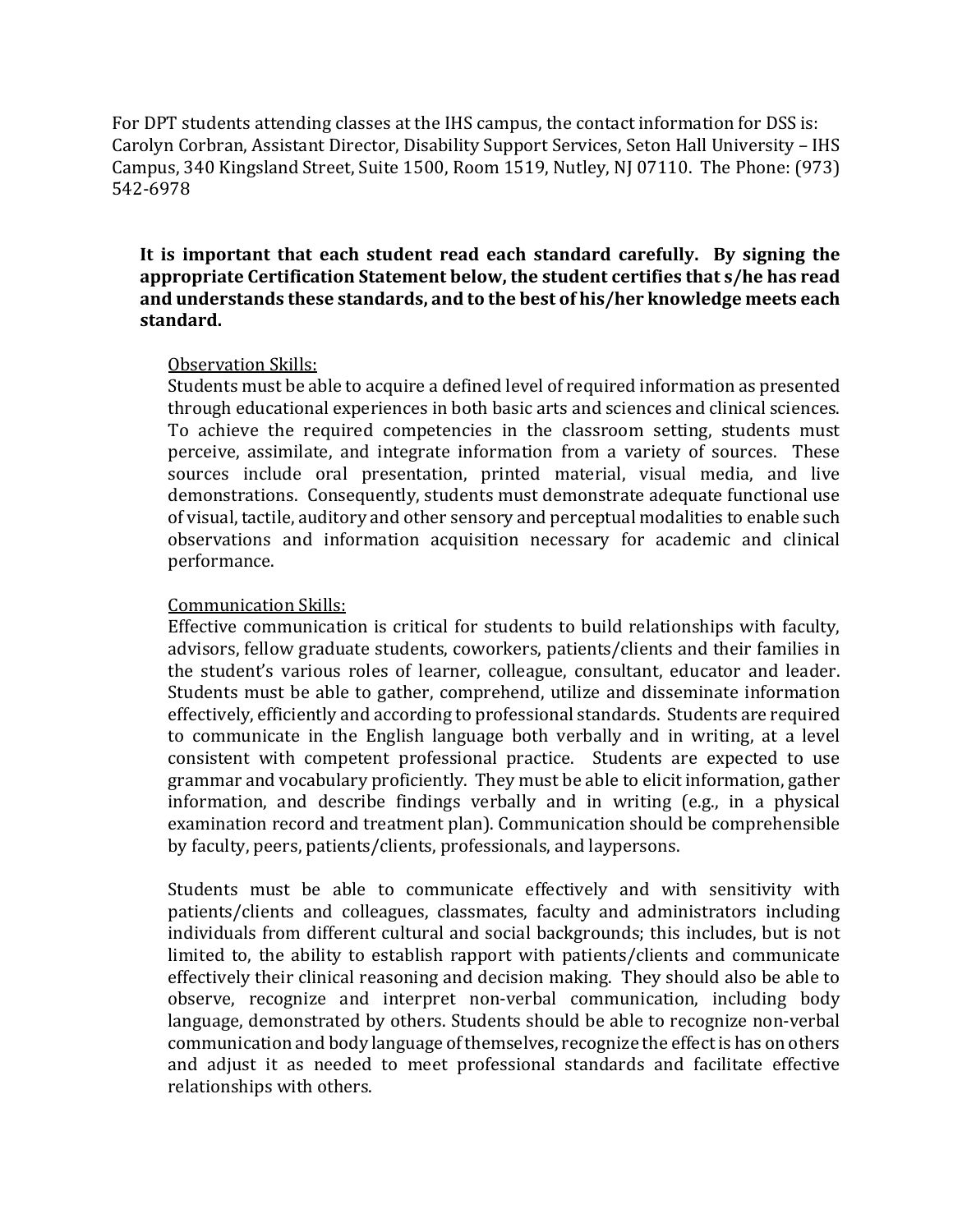For DPT students attending classes at the IHS campus, the contact information for DSS is: Carolyn Corbran, Assistant Director, Disability Support Services, Seton Hall University – IHS Campus, 340 Kingsland Street, Suite 1500, Room 1519, Nutley, NJ 07110. The Phone: (973) 542-6978

**It is important that each student read each standard carefully. By signing the appropriate Certification Statement below, the student certifies that s/he has read and understands these standards, and to the best of his/her knowledge meets each standard.**

<u>Observation Skills:</u>
Students must be able to acquire a defined level of required information as presented through educational experiences in both basic arts and sciences and clinical sciences. To achieve the required competencies in the classroom setting, students must perceive, assimilate, and integrate information from a variety of sources. These sources include oral presentation, printed material, visual media, and live demonstrations. Consequently, students must demonstrate adequate functional use of visual, tactile, auditory and other sensory and perceptual modalities to enable such observations and information acquisition necessary for academic and clinical performance.

<u>Communication Skills:</u>
Effective communication is critical for students to build relationships with faculty, advisors, fellow graduate students, coworkers, patients/clients and their families in the student's various roles of learner, colleague, consultant, educator and leader. Students must be able to gather, comprehend, utilize and disseminate information effectively, efficiently and according to professional standards. Students are required to communicate in the English language both verbally and in writing, at a level consistent with competent professional practice. Students are expected to use grammar and vocabulary proficiently. They must be able to elicit information, gather information, and describe findings verbally and in writing (e.g., in a physical examination record and treatment plan). Communication should be comprehensible by faculty, peers, patients/clients, professionals, and laypersons.

Students must be able to communicate effectively and with sensitivity with patients/clients and colleagues, classmates, faculty and administrators including individuals from different cultural and social backgrounds; this includes, but is not limited to, the ability to establish rapport with patients/clients and communicate effectively their clinical reasoning and decision making. They should also be able to observe, recognize and interpret non-verbal communication, including body language, demonstrated by others. Students should be able to recognize non-verbal communication and body language of themselves, recognize the effect is has on others and adjust it as needed to meet professional standards and facilitate effective relationships with others.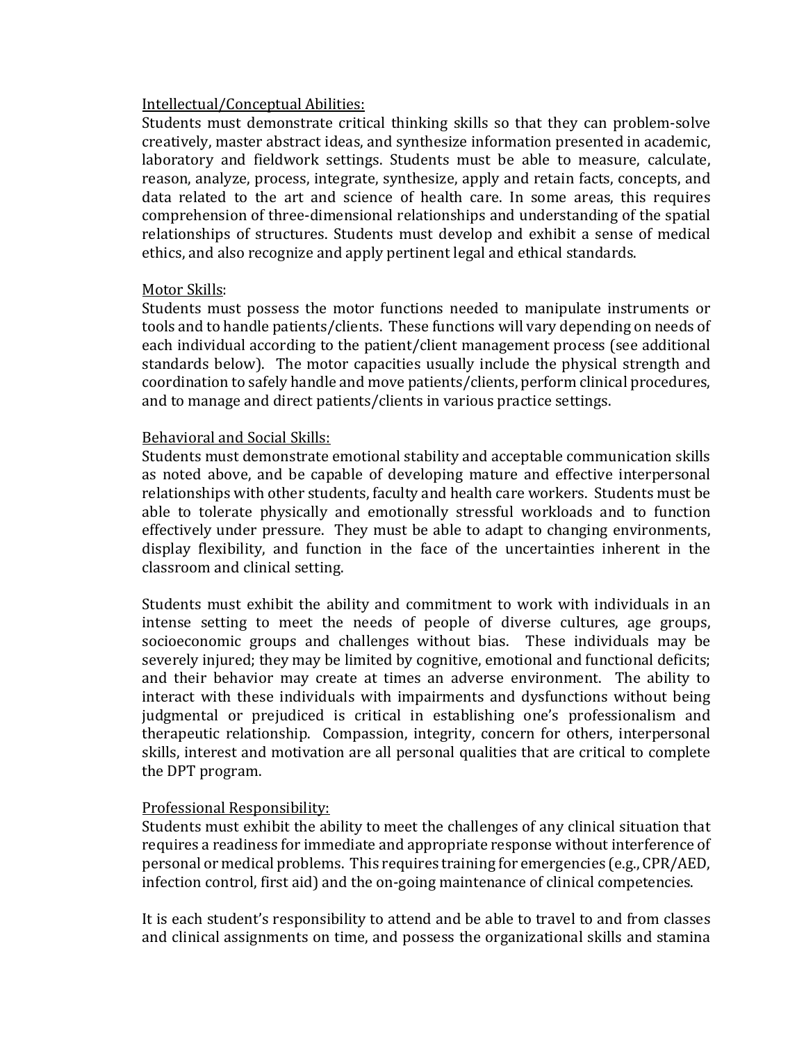Intellectual/Conceptual Abilities:

Students must demonstrate critical thinking skills so that they can problem-solve creatively, master abstract ideas, and synthesize information presented in academic, laboratory and fieldwork settings. Students must be able to measure, calculate, reason, analyze, process, integrate, synthesize, apply and retain facts, concepts, and data related to the art and science of health care. In some areas, this requires comprehension of three-dimensional relationships and understanding of the spatial relationships of structures. Students must develop and exhibit a sense of medical ethics, and also recognize and apply pertinent legal and ethical standards.

Motor Skills:

Students must possess the motor functions needed to manipulate instruments or tools and to handle patients/clients. These functions will vary depending on needs of each individual according to the patient/client management process (see additional standards below). The motor capacities usually include the physical strength and coordination to safely handle and move patients/clients, perform clinical procedures, and to manage and direct patients/clients in various practice settings.

Behavioral and Social Skills:

Students must demonstrate emotional stability and acceptable communication skills as noted above, and be capable of developing mature and effective interpersonal relationships with other students, faculty and health care workers. Students must be able to tolerate physically and emotionally stressful workloads and to function effectively under pressure. They must be able to adapt to changing environments, display flexibility, and function in the face of the uncertainties inherent in the classroom and clinical setting.

Students must exhibit the ability and commitment to work with individuals in an intense setting to meet the needs of people of diverse cultures, age groups, socioeconomic groups and challenges without bias. These individuals may be severely injured; they may be limited by cognitive, emotional and functional deficits; and their behavior may create at times an adverse environment. The ability to interact with these individuals with impairments and dysfunctions without being judgmental or prejudiced is critical in establishing one's professionalism and therapeutic relationship. Compassion, integrity, concern for others, interpersonal skills, interest and motivation are all personal qualities that are critical to complete the DPT program.

Professional Responsibility:

Students must exhibit the ability to meet the challenges of any clinical situation that requires a readiness for immediate and appropriate response without interference of personal or medical problems. This requires training for emergencies (e.g., CPR/AED, infection control, first aid) and the on-going maintenance of clinical competencies.

It is each student's responsibility to attend and be able to travel to and from classes and clinical assignments on time, and possess the organizational skills and stamina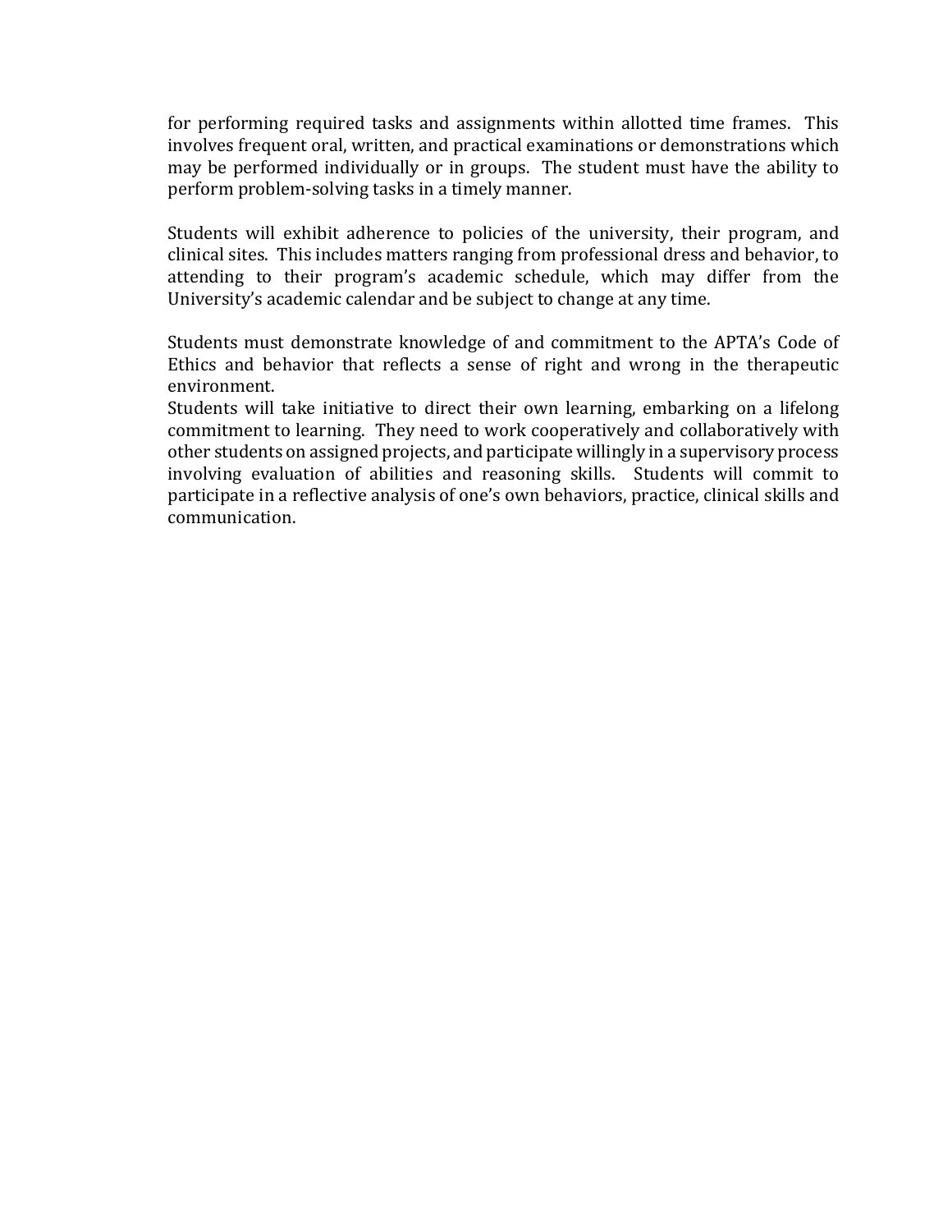for performing required tasks and assignments within allotted time frames. This involves frequent oral, written, and practical examinations or demonstrations which may be performed individually or in groups. The student must have the ability to perform problem-solving tasks in a timely manner.

Students will exhibit adherence to policies of the university, their program, and clinical sites. This includes matters ranging from professional dress and behavior, to attending to their program's academic schedule, which may differ from the University's academic calendar and be subject to change at any time.

Students must demonstrate knowledge of and commitment to the APTA's Code of Ethics and behavior that reflects a sense of right and wrong in the therapeutic environment.

Students will take initiative to direct their own learning, embarking on a lifelong commitment to learning. They need to work cooperatively and collaboratively with other students on assigned projects, and participate willingly in a supervisory process involving evaluation of abilities and reasoning skills. Students will commit to participate in a reflective analysis of one's own behaviors, practice, clinical skills and communication.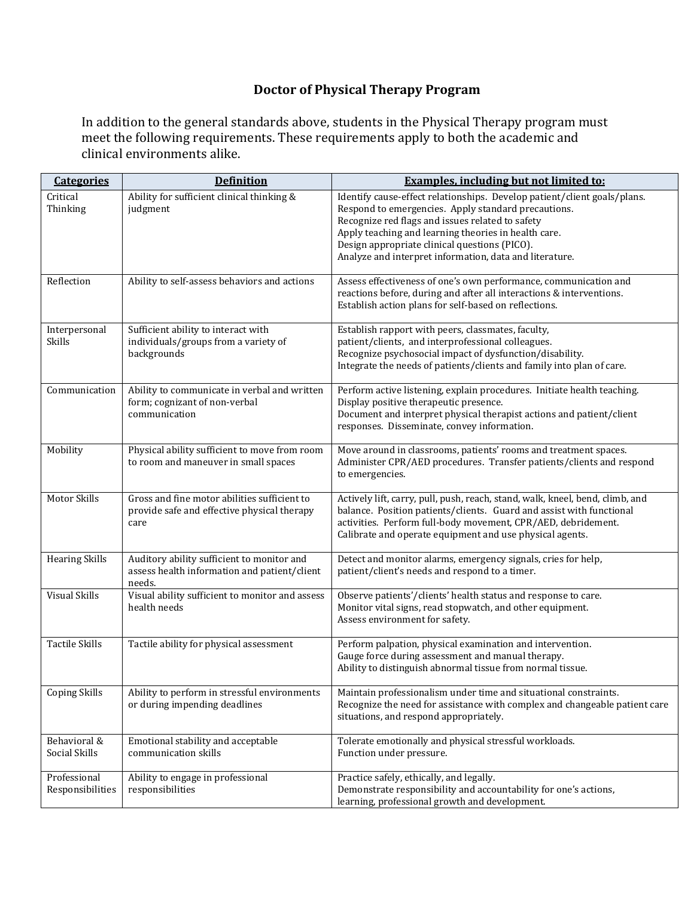## Doctor of Physical Therapy Program

In addition to the general standards above, students in the Physical Therapy program must meet the following requirements. These requirements apply to both the academic and clinical environments alike.

| **Categories** | **Definition** | **Examples, including but not limited to:** |
|---|---|---|
| Critical Thinking | Ability for sufficient clinical thinking & judgment | Identify cause-effect relationships. Develop patient/client goals/plans. Respond to emergencies. Apply standard precautions. Recognize red flags and issues related to safety Apply teaching and learning theories in health care. Design appropriate clinical questions (PICO). Analyze and interpret information, data and literature. |
| Reflection | Ability to self-assess behaviors and actions | Assess effectiveness of one's own performance, communication and reactions before, during and after all interactions & interventions. Establish action plans for self-based on reflections. |
| Interpersonal Skills | Sufficient ability to interact with individuals/groups from a variety of backgrounds | Establish rapport with peers, classmates, faculty, patient/clients, and interprofessional colleagues. Recognize psychosocial impact of dysfunction/disability. Integrate the needs of patients/clients and family into plan of care. |
| Communication | Ability to communicate in verbal and written form; cognizant of non-verbal communication | Perform active listening, explain procedures. Initiate health teaching. Display positive therapeutic presence. Document and interpret physical therapist actions and patient/client responses. Disseminate, convey information. |
| Mobility | Physical ability sufficient to move from room to room and maneuver in small spaces | Move around in classrooms, patients' rooms and treatment spaces. Administer CPR/AED procedures. Transfer patients/clients and respond to emergencies. |
| Motor Skills | Gross and fine motor abilities sufficient to provide safe and effective physical therapy care | Actively lift, carry, pull, push, reach, stand, walk, kneel, bend, climb, and balance. Position patients/clients. Guard and assist with functional activities. Perform full-body movement, CPR/AED, debridement. Calibrate and operate equipment and use physical agents. |
| Hearing Skills | Auditory ability sufficient to monitor and assess health information and patient/client needs. | Detect and monitor alarms, emergency signals, cries for help, patient/client's needs and respond to a timer. |
| Visual Skills | Visual ability sufficient to monitor and assess health needs | Observe patients'/clients' health status and response to care. Monitor vital signs, read stopwatch, and other equipment. Assess environment for safety. |
| Tactile Skills | Tactile ability for physical assessment | Perform palpation, physical examination and intervention. Gauge force during assessment and manual therapy. Ability to distinguish abnormal tissue from normal tissue. |
| Coping Skills | Ability to perform in stressful environments or during impending deadlines | Maintain professionalism under time and situational constraints. Recognize the need for assistance with complex and changeable patient care situations, and respond appropriately. |
| Behavioral & Social Skills | Emotional stability and acceptable communication skills | Tolerate emotionally and physical stressful workloads. Function under pressure. |
| Professional Responsibilities | Ability to engage in professional responsibilities | Practice safely, ethically, and legally. Demonstrate responsibility and accountability for one's actions, learning, professional growth and development. |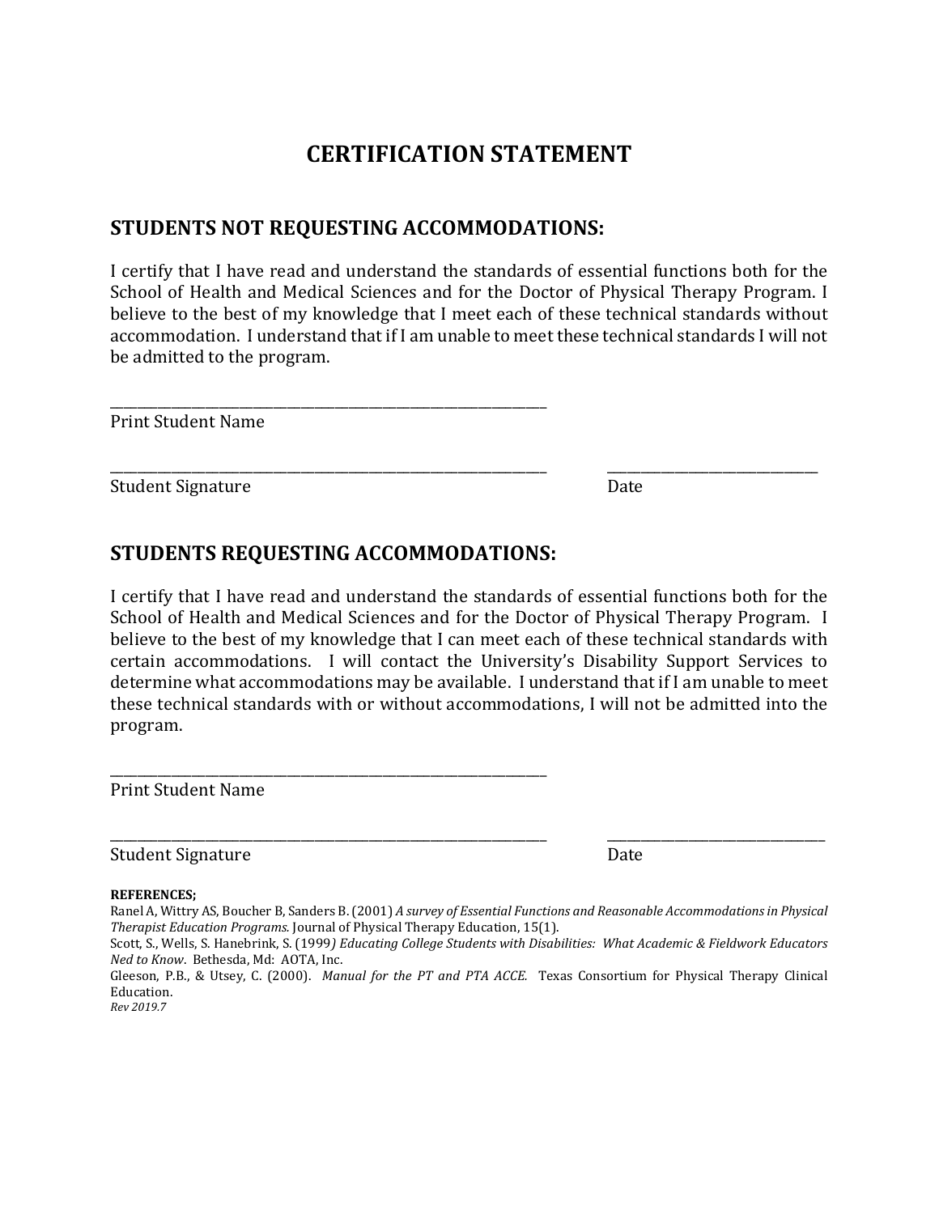# CERTIFICATION STATEMENT

## STUDENTS NOT REQUESTING ACCOMMODATIONS:

I certify that I have read and understand the standards of essential functions both for the School of Health and Medical Sciences and for the Doctor of Physical Therapy Program. I believe to the best of my knowledge that I meet each of these technical standards without accommodation. I understand that if I am unable to meet these technical standards I will not be admitted to the program.

\_\_\_\_\_\_\_\_\_\_\_\_\_\_\_\_\_\_\_\_\_\_\_\_\_\_\_\_\_\_\_\_\_\_\_\_\_\_\_\_\_\_\_\_\_\_\_\_\_\_\_\_\_\_\_\_\_\_\_\_\_\_\_\_
Print Student Name

\_\_\_\_\_\_\_\_\_\_\_\_\_\_\_\_\_\_\_\_\_\_\_\_\_\_\_\_\_\_\_\_\_\_\_\_\_\_\_\_\_\_\_\_\_\_\_\_\_\_\_\_\_\_\_\_\_\_\_\_\_\_\_\_ \_\_\_\_\_\_\_\_\_\_\_\_\_\_\_\_\_\_\_\_\_\_\_\_\_\_\_\_\_\_\_\_
Student Signature Date

## STUDENTS REQUESTING ACCOMMODATIONS:

I certify that I have read and understand the standards of essential functions both for the School of Health and Medical Sciences and for the Doctor of Physical Therapy Program. I believe to the best of my knowledge that I can meet each of these technical standards with certain accommodations. I will contact the University's Disability Support Services to determine what accommodations may be available. I understand that if I am unable to meet these technical standards with or without accommodations, I will not be admitted into the program.

\_\_\_\_\_\_\_\_\_\_\_\_\_\_\_\_\_\_\_\_\_\_\_\_\_\_\_\_\_\_\_\_\_\_\_\_\_\_\_\_\_\_\_\_\_\_\_\_\_\_\_\_\_\_\_\_\_\_\_\_\_\_\_\_
Print Student Name

\_\_\_\_\_\_\_\_\_\_\_\_\_\_\_\_\_\_\_\_\_\_\_\_\_\_\_\_\_\_\_\_\_\_\_\_\_\_\_\_\_\_\_\_\_\_\_\_\_\_\_\_\_\_\_\_\_\_\_\_\_\_\_\_ \_\_\_\_\_\_\_\_\_\_\_\_\_\_\_\_\_\_\_\_\_\_\_\_\_\_\_\_\_\_\_\_
Student Signature Date

**REFERENCES;**

Ranel A, Wittry AS, Boucher B, Sanders B. (2001) *A survey of Essential Functions and Reasonable Accommodations in Physical Therapist Education Programs.* Journal of Physical Therapy Education, 15(1).

Scott, S., Wells, S. Hanebrink, S. (1999*) Educating College Students with Disabilities: What Academic & Fieldwork Educators Ned to Know*. Bethesda, Md: AOTA, Inc.

Gleeson, P.B., & Utsey, C. (2000). *Manual for the PT and PTA ACCE.* Texas Consortium for Physical Therapy Clinical Education.

*Rev 2019.7*